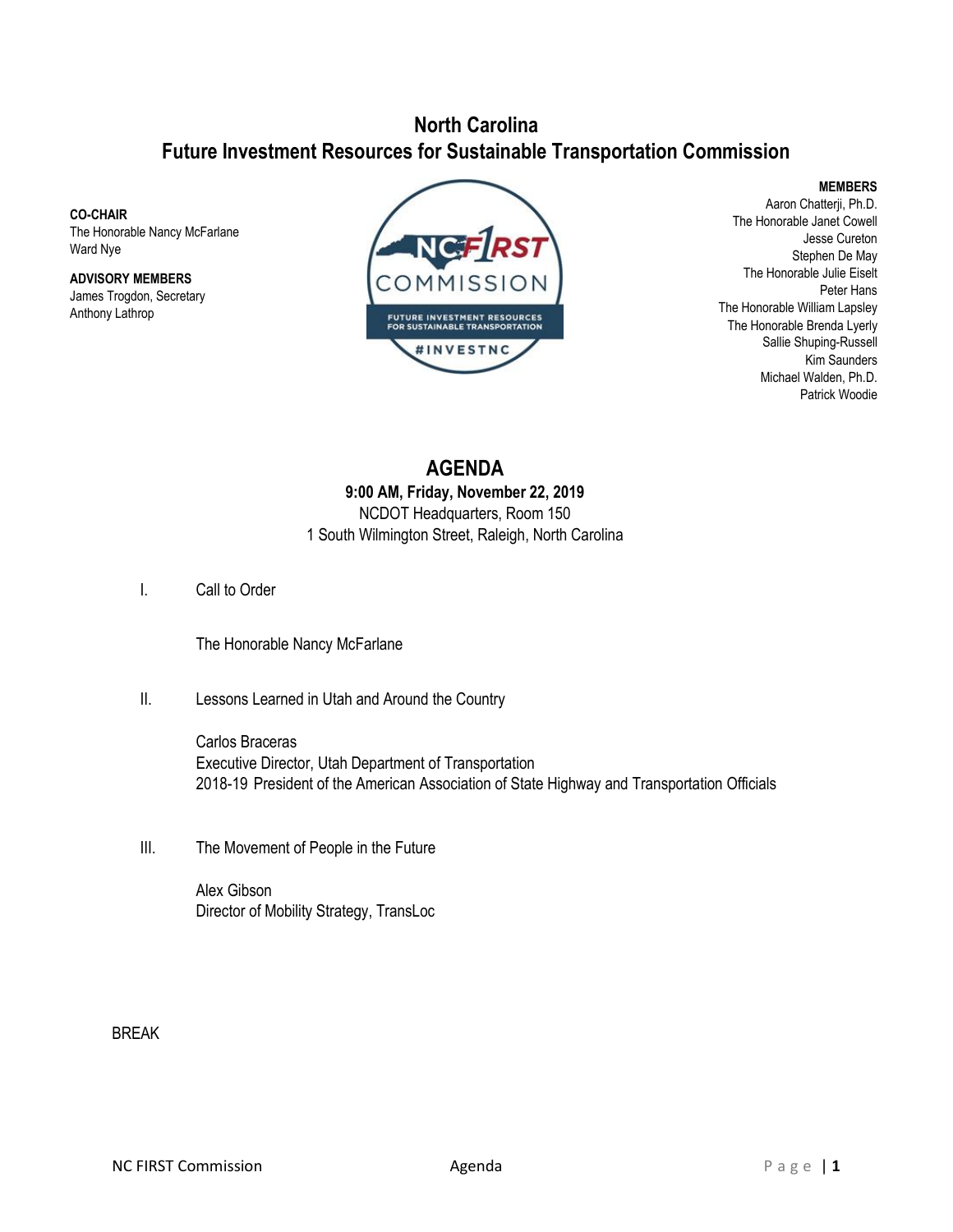# North Carolina
# Future Investment Resources for Sustainable Transportation Commission

**CO-CHAIR**
The Honorable Nancy McFarlane
Ward Nye

**ADVISORY MEMBERS**
James Trogdon, Secretary
Anthony Lathrop

**MEMBERS**
Aaron Chatterji, Ph.D.
The Honorable Janet Cowell
Jesse Cureton
Stephen De May
The Honorable Julie Eiselt
Peter Hans
The Honorable William Lapsley
The Honorable Brenda Lyerly
Sallie Shuping-Russell
Kim Saunders
Michael Walden, Ph.D.
Patrick Woodie

## AGENDA

**9:00 AM, Friday, November 22, 2019**
NCDOT Headquarters, Room 150
1 South Wilmington Street, Raleigh, North Carolina

I. Call to Order

The Honorable Nancy McFarlane

II. Lessons Learned in Utah and Around the Country

Carlos Braceras
Executive Director, Utah Department of Transportation
2018-19 President of the American Association of State Highway and Transportation Officials

III. The Movement of People in the Future

Alex Gibson
Director of Mobility Strategy, TransLoc

BREAK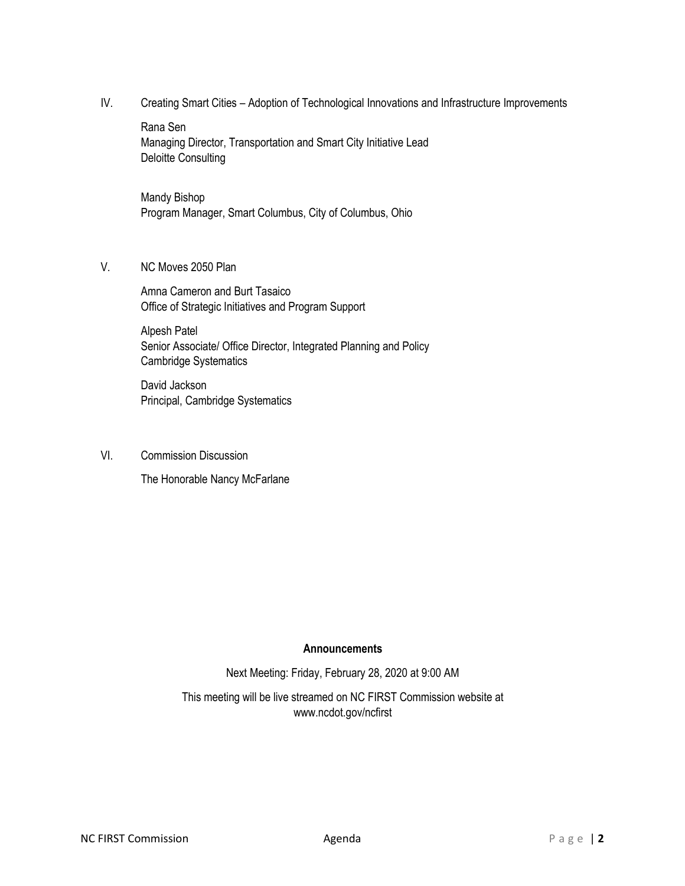IV. Creating Smart Cities – Adoption of Technological Innovations and Infrastructure Improvements

Rana Sen
Managing Director, Transportation and Smart City Initiative Lead
Deloitte Consulting

Mandy Bishop
Program Manager, Smart Columbus, City of Columbus, Ohio

V. NC Moves 2050 Plan

Amna Cameron and Burt Tasaico
Office of Strategic Initiatives and Program Support

Alpesh Patel
Senior Associate/ Office Director, Integrated Planning and Policy
Cambridge Systematics

David Jackson
Principal, Cambridge Systematics

VI. Commission Discussion

The Honorable Nancy McFarlane

**Announcements**

Next Meeting: Friday, February 28, 2020 at 9:00 AM

This meeting will be live streamed on NC FIRST Commission website at www.ncdot.gov/ncfirst